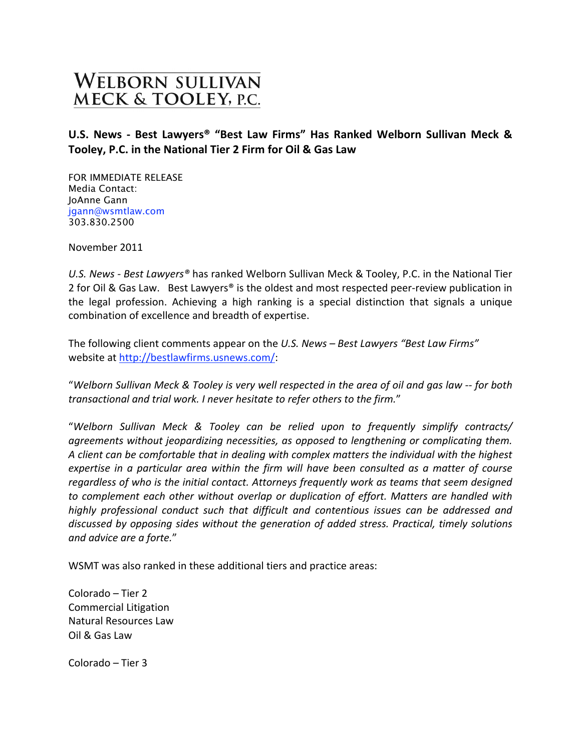# WELBORN SULLIVAN MECK & TOOLEY, P.C.

## U.S. News - Best Lawyers® "Best Law Firms" Has Ranked Welborn Sullivan Meck & Tooley, P.C. in the National Tier 2 Firm for Oil & Gas Law

FOR IMMEDIATE RELEASE
Media Contact:
JoAnne Gann
jgann@wsmtlaw.com
303.830.2500

November 2011

*U.S. News - Best Lawyers®* has ranked Welborn Sullivan Meck & Tooley, P.C. in the National Tier 2 for Oil & Gas Law. Best Lawyers® is the oldest and most respected peer-review publication in the legal profession. Achieving a high ranking is a special distinction that signals a unique combination of excellence and breadth of expertise.

The following client comments appear on the *U.S. News – Best Lawyers "Best Law Firms"* website at [http://bestlawfirms.usnews.com/](http://bestlawfirms.usnews.com/):

"*Welborn Sullivan Meck & Tooley is very well respected in the area of oil and gas law -- for both transactional and trial work. I never hesitate to refer others to the firm.*"

"*Welborn Sullivan Meck & Tooley can be relied upon to frequently simplify contracts/ agreements without jeopardizing necessities, as opposed to lengthening or complicating them. A client can be comfortable that in dealing with complex matters the individual with the highest expertise in a particular area within the firm will have been consulted as a matter of course regardless of who is the initial contact. Attorneys frequently work as teams that seem designed to complement each other without overlap or duplication of effort. Matters are handled with highly professional conduct such that difficult and contentious issues can be addressed and discussed by opposing sides without the generation of added stress. Practical, timely solutions and advice are a forte.*"

WSMT was also ranked in these additional tiers and practice areas:

Colorado – Tier 2
Commercial Litigation
Natural Resources Law
Oil & Gas Law

Colorado – Tier 3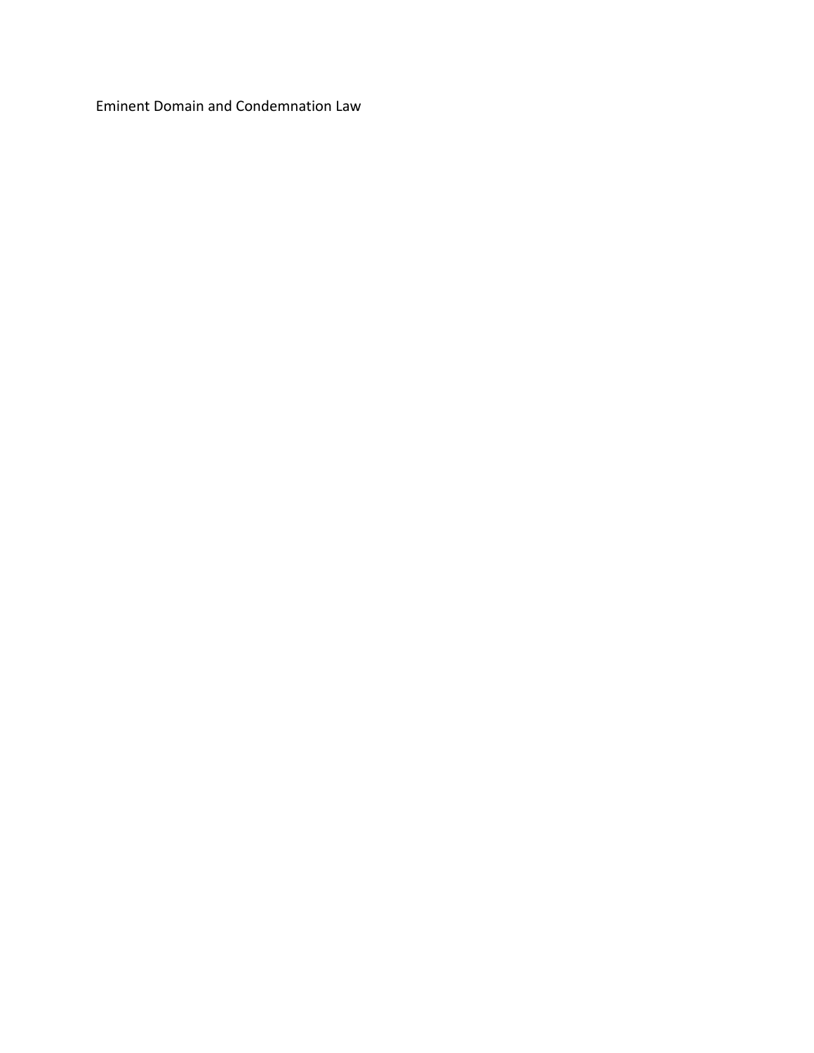Eminent Domain and Condemnation Law